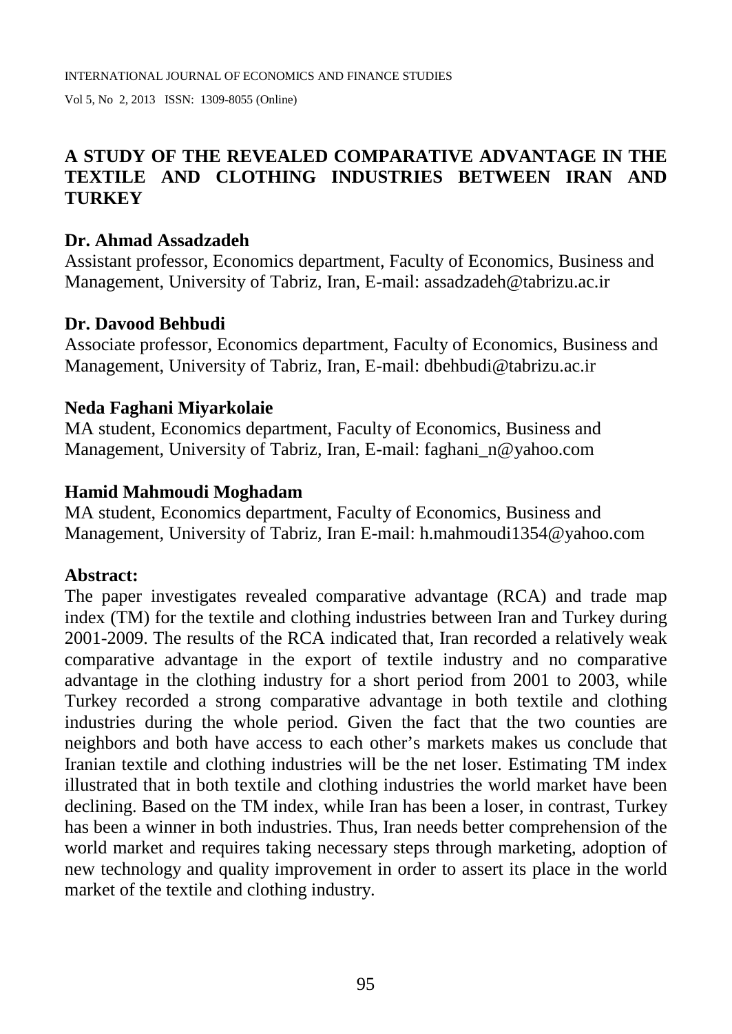# A STUDY OF THE REVEALED COMPARATIVE ADVANTAGE IN THE TEXTILE AND CLOTHING INDUSTRIES BETWEEN IRAN AND TURKEY

**Dr. Ahmad Assadzadeh**
Assistant professor, Economics department, Faculty of Economics, Business and Management, University of Tabriz, Iran, E-mail: assadzadeh@tabrizu.ac.ir

**Dr. Davood Behbudi**
Associate professor, Economics department, Faculty of Economics, Business and Management, University of Tabriz, Iran, E-mail: dbehbudi@tabrizu.ac.ir

**Neda Faghani Miyarkolaie**
MA student, Economics department, Faculty of Economics, Business and Management, University of Tabriz, Iran, E-mail: faghani_n@yahoo.com

**Hamid Mahmoudi Moghadam**
MA student, Economics department, Faculty of Economics, Business and Management, University of Tabriz, Iran E-mail: h.mahmoudi1354@yahoo.com

**Abstract:**

The paper investigates revealed comparative advantage (RCA) and trade map index (TM) for the textile and clothing industries between Iran and Turkey during 2001-2009. The results of the RCA indicated that, Iran recorded a relatively weak comparative advantage in the export of textile industry and no comparative advantage in the clothing industry for a short period from 2001 to 2003, while Turkey recorded a strong comparative advantage in both textile and clothing industries during the whole period. Given the fact that the two counties are neighbors and both have access to each other's markets makes us conclude that Iranian textile and clothing industries will be the net loser. Estimating TM index illustrated that in both textile and clothing industries the world market have been declining. Based on the TM index, while Iran has been a loser, in contrast, Turkey has been a winner in both industries. Thus, Iran needs better comprehension of the world market and requires taking necessary steps through marketing, adoption of new technology and quality improvement in order to assert its place in the world market of the textile and clothing industry.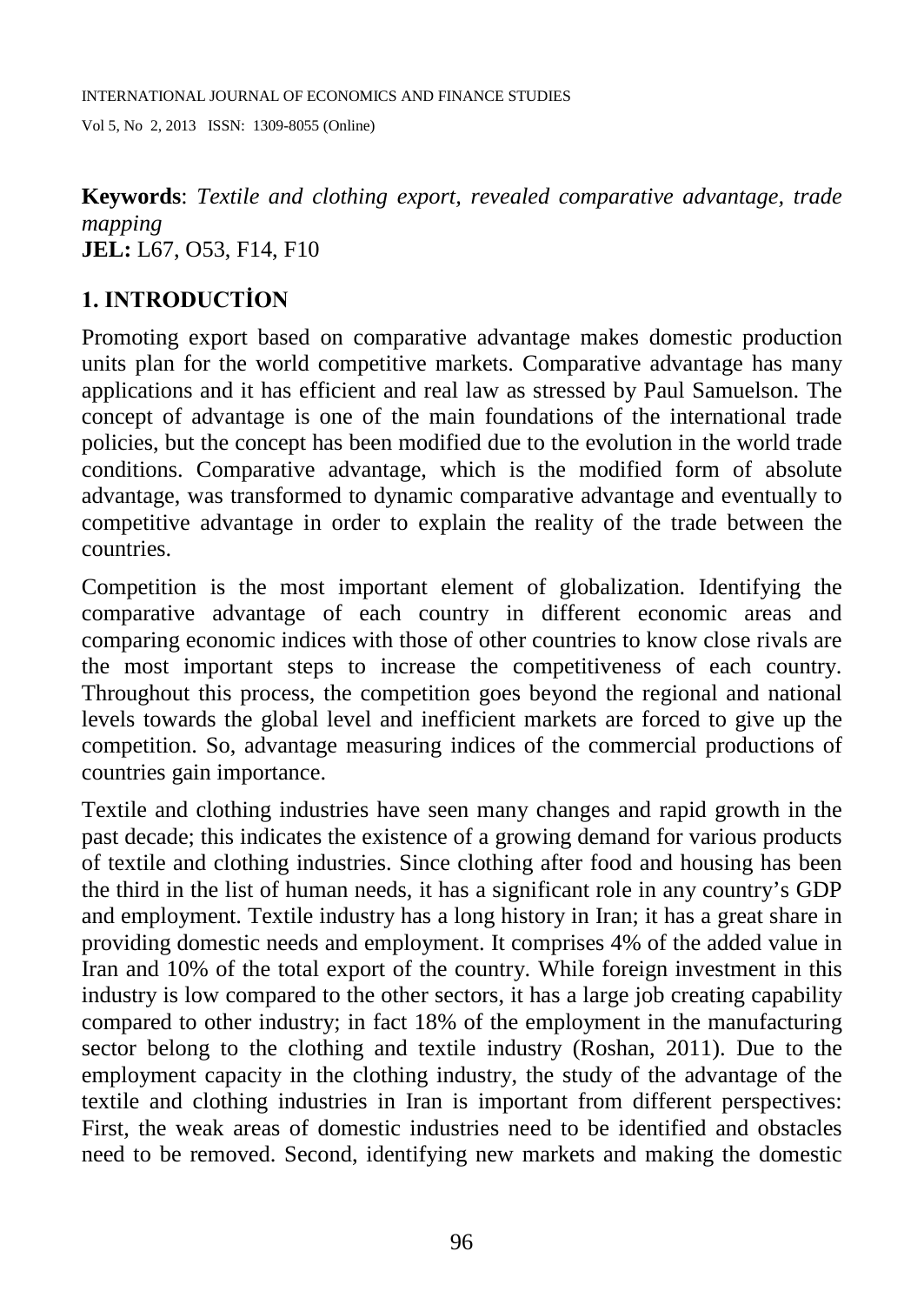**Keywords**: *Textile and clothing export, revealed comparative advantage, trade mapping*
**JEL:** L67, O53, F14, F10

## 1. INTRODUCTİON

Promoting export based on comparative advantage makes domestic production units plan for the world competitive markets. Comparative advantage has many applications and it has efficient and real law as stressed by Paul Samuelson. The concept of advantage is one of the main foundations of the international trade policies, but the concept has been modified due to the evolution in the world trade conditions. Comparative advantage, which is the modified form of absolute advantage, was transformed to dynamic comparative advantage and eventually to competitive advantage in order to explain the reality of the trade between the countries.

Competition is the most important element of globalization. Identifying the comparative advantage of each country in different economic areas and comparing economic indices with those of other countries to know close rivals are the most important steps to increase the competitiveness of each country. Throughout this process, the competition goes beyond the regional and national levels towards the global level and inefficient markets are forced to give up the competition. So, advantage measuring indices of the commercial productions of countries gain importance.

Textile and clothing industries have seen many changes and rapid growth in the past decade; this indicates the existence of a growing demand for various products of textile and clothing industries. Since clothing after food and housing has been the third in the list of human needs, it has a significant role in any country's GDP and employment. Textile industry has a long history in Iran; it has a great share in providing domestic needs and employment. It comprises 4% of the added value in Iran and 10% of the total export of the country. While foreign investment in this industry is low compared to the other sectors, it has a large job creating capability compared to other industry; in fact 18% of the employment in the manufacturing sector belong to the clothing and textile industry (Roshan, 2011). Due to the employment capacity in the clothing industry, the study of the advantage of the textile and clothing industries in Iran is important from different perspectives: First, the weak areas of domestic industries need to be identified and obstacles need to be removed. Second, identifying new markets and making the domestic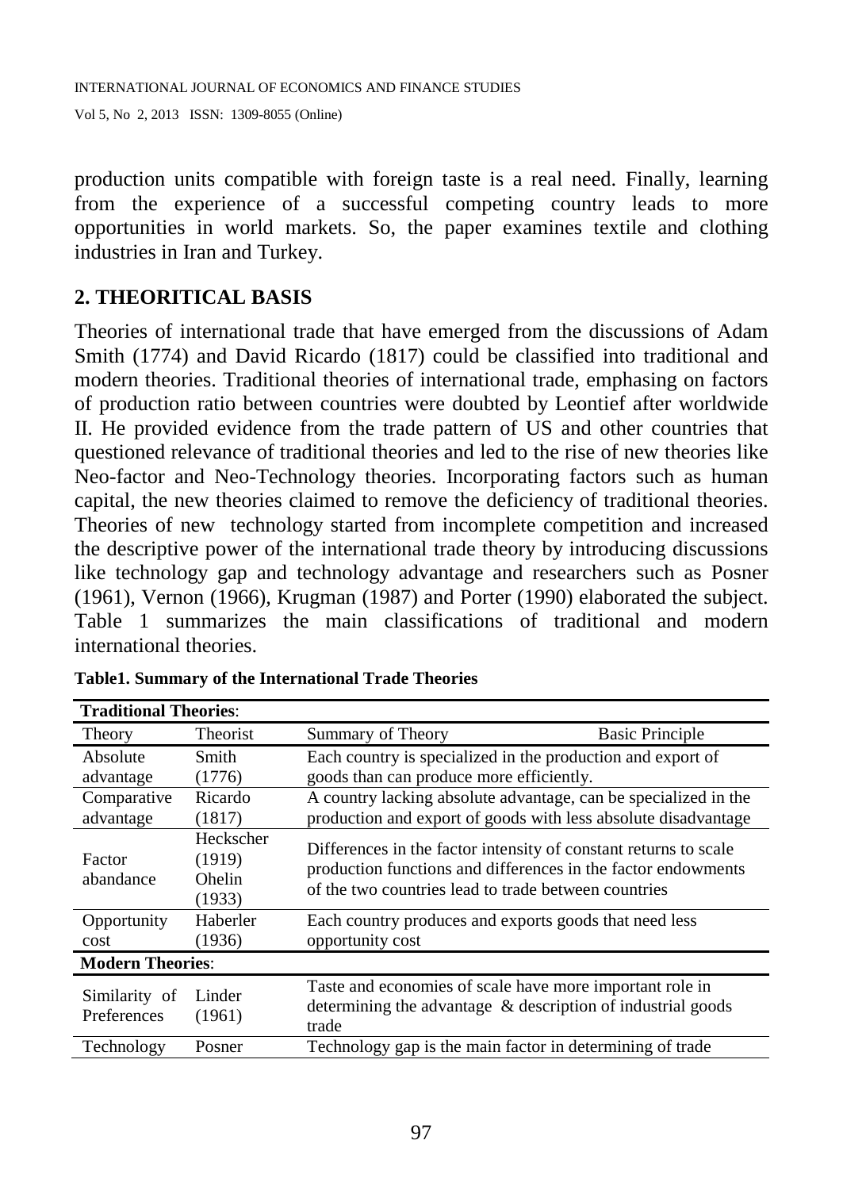production units compatible with foreign taste is a real need. Finally, learning from the experience of a successful competing country leads to more opportunities in world markets. So, the paper examines textile and clothing industries in Iran and Turkey.

## 2. THEORITICAL BASIS

Theories of international trade that have emerged from the discussions of Adam Smith (1774) and David Ricardo (1817) could be classified into traditional and modern theories. Traditional theories of international trade, emphasing on factors of production ratio between countries were doubted by Leontief after worldwide II. He provided evidence from the trade pattern of US and other countries that questioned relevance of traditional theories and led to the rise of new theories like Neo-factor and Neo-Technology theories. Incorporating factors such as human capital, the new theories claimed to remove the deficiency of traditional theories. Theories of new technology started from incomplete competition and increased the descriptive power of the international trade theory by introducing discussions like technology gap and technology advantage and researchers such as Posner (1961), Vernon (1966), Krugman (1987) and Porter (1990) elaborated the subject. Table 1 summarizes the main classifications of traditional and modern international theories.

**Table1. Summary of the International Trade Theories**

| **Traditional Theories**: | | |
|---|---|---|
| Theory | Theorist | Summary of Theory / Basic Principle |
| Absolute advantage | Smith (1776) | Each country is specialized in the production and export of goods than can produce more efficiently. |
| Comparative advantage | Ricardo (1817) | A country lacking absolute advantage, can be specialized in the production and export of goods with less absolute disadvantage |
| Factor abandance | Heckscher (1919) Ohelin (1933) | Differences in the factor intensity of constant returns to scale production functions and differences in the factor endowments of the two countries lead to trade between countries |
| Opportunity cost | Haberler (1936) | Each country produces and exports goods that need less opportunity cost |
| **Modern Theories**: | | |
| Similarity of Preferences | Linder (1961) | Taste and economies of scale have more important role in determining the advantage & description of industrial goods trade |
| Technology | Posner | Technology gap is the main factor in determining of trade |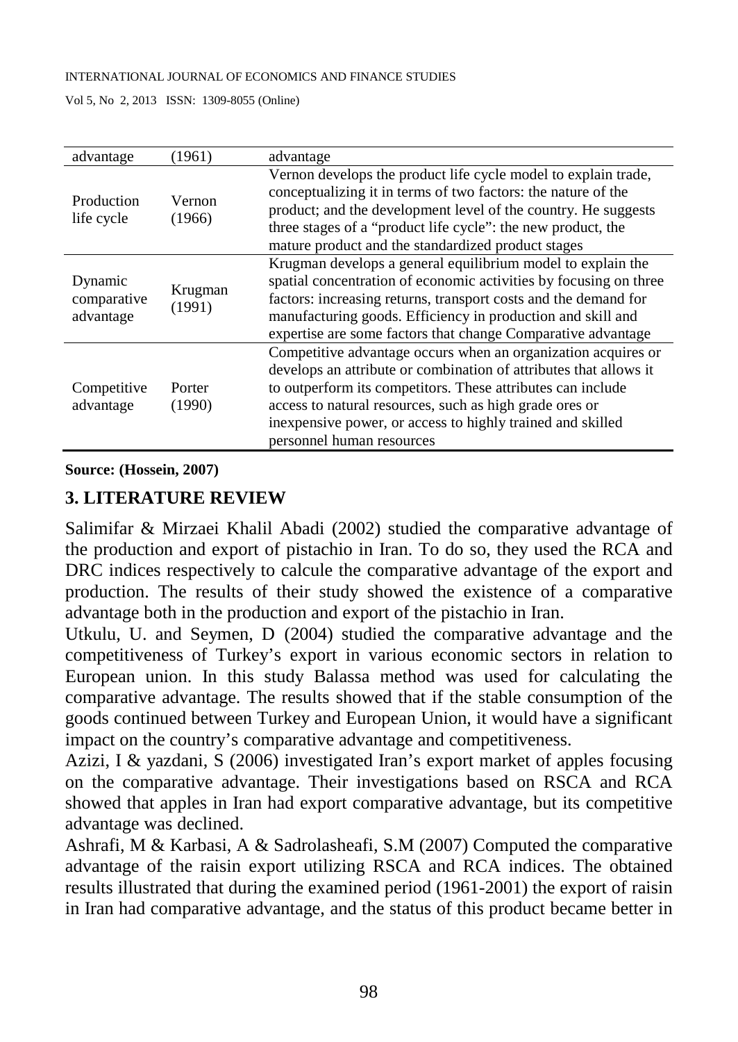| advantage | (1961) | advantage |
|---|---|---|
| Production life cycle | Vernon (1966) | Vernon develops the product life cycle model to explain trade, conceptualizing it in terms of two factors: the nature of the product; and the development level of the country. He suggests three stages of a "product life cycle": the new product, the mature product and the standardized product stages |
| Dynamic comparative advantage | Krugman (1991) | Krugman develops a general equilibrium model to explain the spatial concentration of economic activities by focusing on three factors: increasing returns, transport costs and the demand for manufacturing goods. Efficiency in production and skill and expertise are some factors that change Comparative advantage |
| Competitive advantage | Porter (1990) | Competitive advantage occurs when an organization acquires or develops an attribute or combination of attributes that allows it to outperform its competitors. These attributes can include access to natural resources, such as high grade ores or inexpensive power, or access to highly trained and skilled personnel human resources |

**Source: (Hossein, 2007)**

## 3. LITERATURE REVIEW

Salimifar & Mirzaei Khalil Abadi (2002) studied the comparative advantage of the production and export of pistachio in Iran. To do so, they used the RCA and DRC indices respectively to calcule the comparative advantage of the export and production. The results of their study showed the existence of a comparative advantage both in the production and export of the pistachio in Iran.

Utkulu, U. and Seymen, D (2004) studied the comparative advantage and the competitiveness of Turkey's export in various economic sectors in relation to European union. In this study Balassa method was used for calculating the comparative advantage. The results showed that if the stable consumption of the goods continued between Turkey and European Union, it would have a significant impact on the country's comparative advantage and competitiveness.

Azizi, I & yazdani, S (2006) investigated Iran's export market of apples focusing on the comparative advantage. Their investigations based on RSCA and RCA showed that apples in Iran had export comparative advantage, but its competitive advantage was declined.

Ashrafi, M & Karbasi, A & Sadrolasheafi, S.M (2007) Computed the comparative advantage of the raisin export utilizing RSCA and RCA indices. The obtained results illustrated that during the examined period (1961-2001) the export of raisin in Iran had comparative advantage, and the status of this product became better in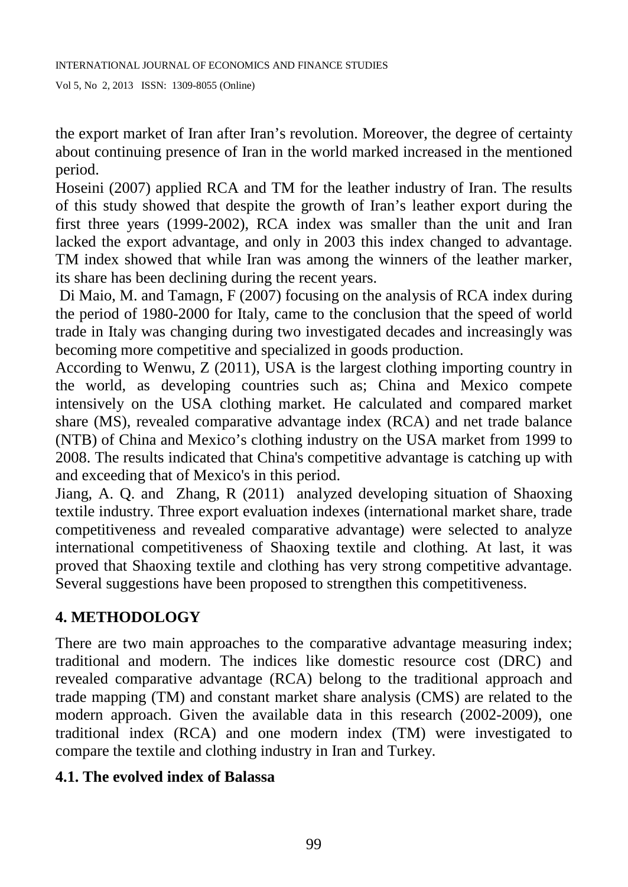the export market of Iran after Iran's revolution. Moreover, the degree of certainty about continuing presence of Iran in the world marked increased in the mentioned period.

Hoseini (2007) applied RCA and TM for the leather industry of Iran. The results of this study showed that despite the growth of Iran's leather export during the first three years (1999-2002), RCA index was smaller than the unit and Iran lacked the export advantage, and only in 2003 this index changed to advantage. TM index showed that while Iran was among the winners of the leather marker, its share has been declining during the recent years.

Di Maio, M. and Tamagn, F (2007) focusing on the analysis of RCA index during the period of 1980-2000 for Italy, came to the conclusion that the speed of world trade in Italy was changing during two investigated decades and increasingly was becoming more competitive and specialized in goods production.

According to Wenwu, Z (2011), USA is the largest clothing importing country in the world, as developing countries such as; China and Mexico compete intensively on the USA clothing market. He calculated and compared market share (MS), revealed comparative advantage index (RCA) and net trade balance (NTB) of China and Mexico's clothing industry on the USA market from 1999 to 2008. The results indicated that China's competitive advantage is catching up with and exceeding that of Mexico's in this period.

Jiang, A. Q. and Zhang, R (2011) analyzed developing situation of Shaoxing textile industry. Three export evaluation indexes (international market share, trade competitiveness and revealed comparative advantage) were selected to analyze international competitiveness of Shaoxing textile and clothing. At last, it was proved that Shaoxing textile and clothing has very strong competitive advantage. Several suggestions have been proposed to strengthen this competitiveness.

## 4. METHODOLOGY

There are two main approaches to the comparative advantage measuring index; traditional and modern. The indices like domestic resource cost (DRC) and revealed comparative advantage (RCA) belong to the traditional approach and trade mapping (TM) and constant market share analysis (CMS) are related to the modern approach. Given the available data in this research (2002-2009), one traditional index (RCA) and one modern index (TM) were investigated to compare the textile and clothing industry in Iran and Turkey.

### 4.1. The evolved index of Balassa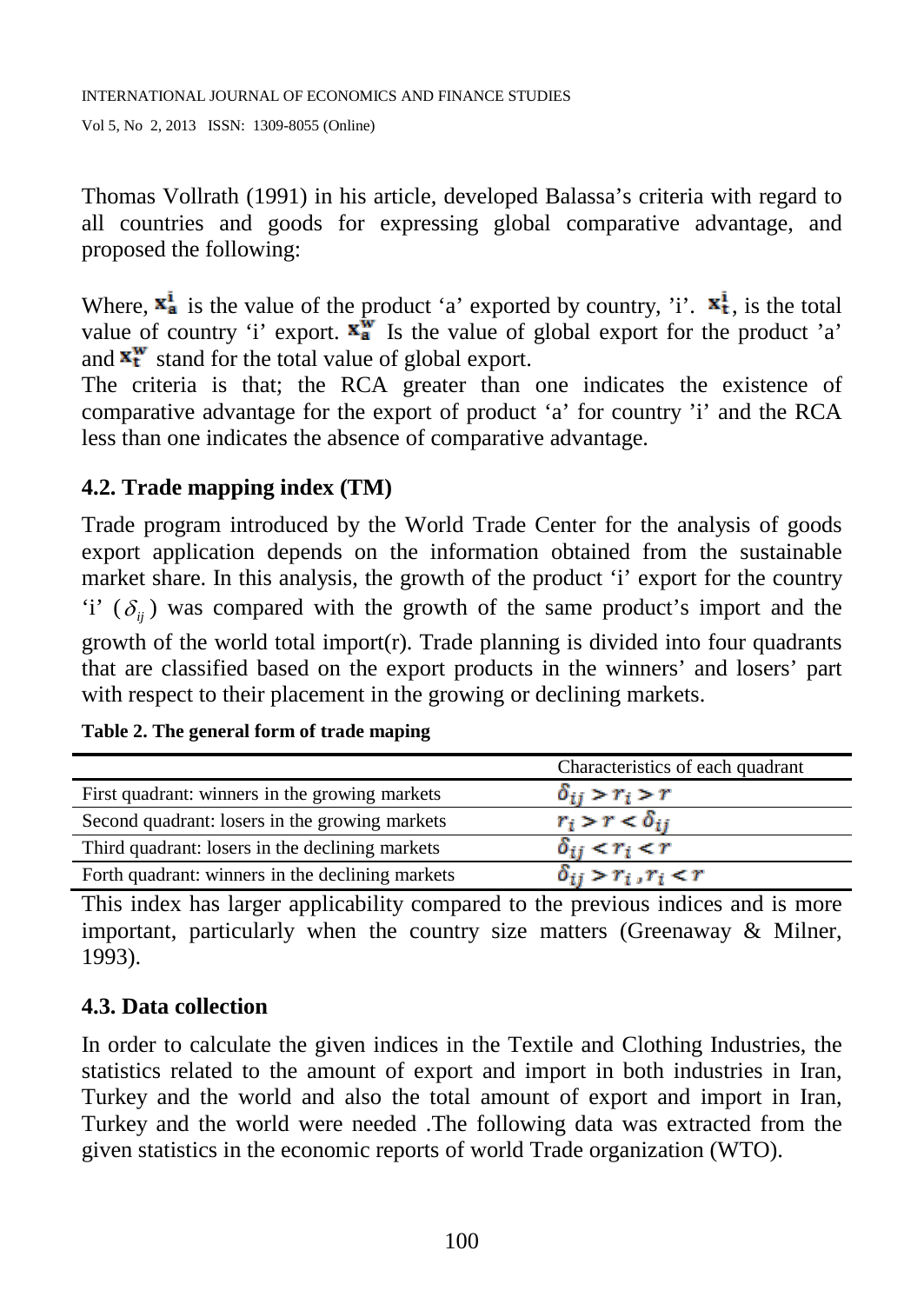Thomas Vollrath (1991) in his article, developed Balassa's criteria with regard to all countries and goods for expressing global comparative advantage, and proposed the following:

Where, $x_a^i$ is the value of the product 'a' exported by country, 'i'. $x_t^i$, is the total value of country 'i' export. $x_a^w$ Is the value of global export for the product 'a' and $x_t^w$ stand for the total value of global export.
The criteria is that; the RCA greater than one indicates the existence of comparative advantage for the export of product 'a' for country 'i' and the RCA less than one indicates the absence of comparative advantage.

### 4.2. Trade mapping index (TM)

Trade program introduced by the World Trade Center for the analysis of goods export application depends on the information obtained from the sustainable market share. In this analysis, the growth of the product 'i' export for the country 'i' ($\delta_{ij}$) was compared with the growth of the same product's import and the growth of the world total import(r). Trade planning is divided into four quadrants that are classified based on the export products in the winners' and losers' part with respect to their placement in the growing or declining markets.

**Table 2. The general form of trade maping**

| | Characteristics of each quadrant |
|---|---|
| First quadrant: winners in the growing markets | $\delta_{ij} > r_i > r$ |
| Second quadrant: losers in the growing markets | $r_i > r < \delta_{ij}$ |
| Third quadrant: losers in the declining markets | $\delta_{ij} < r_i < r$ |
| Forth quadrant: winners in the declining markets | $\delta_{ij} > r_i , r_i < r$ |

This index has larger applicability compared to the previous indices and is more important, particularly when the country size matters (Greenaway & Milner, 1993).

### 4.3. Data collection

In order to calculate the given indices in the Textile and Clothing Industries, the statistics related to the amount of export and import in both industries in Iran, Turkey and the world and also the total amount of export and import in Iran, Turkey and the world were needed .The following data was extracted from the given statistics in the economic reports of world Trade organization (WTO).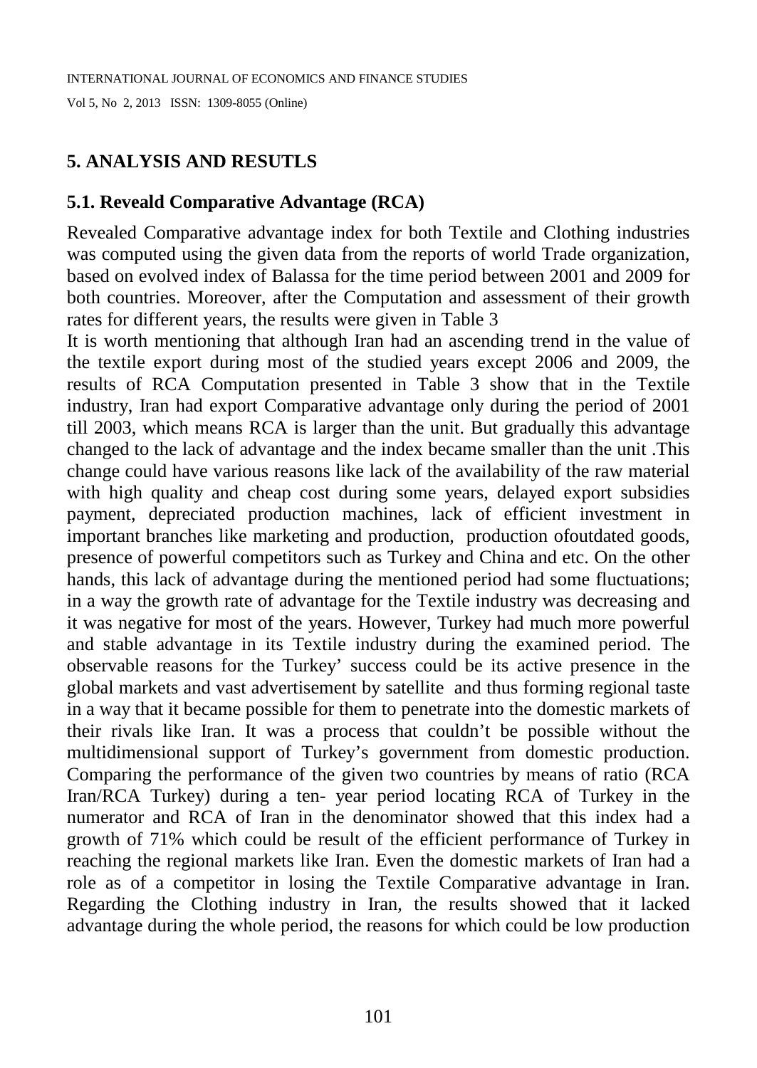## 5. ANALYSIS AND RESUTLS

### 5.1. Reveald Comparative Advantage (RCA)

Revealed Comparative advantage index for both Textile and Clothing industries was computed using the given data from the reports of world Trade organization, based on evolved index of Balassa for the time period between 2001 and 2009 for both countries. Moreover, after the Computation and assessment of their growth rates for different years, the results were given in Table 3

It is worth mentioning that although Iran had an ascending trend in the value of the textile export during most of the studied years except 2006 and 2009, the results of RCA Computation presented in Table 3 show that in the Textile industry, Iran had export Comparative advantage only during the period of 2001 till 2003, which means RCA is larger than the unit. But gradually this advantage changed to the lack of advantage and the index became smaller than the unit .This change could have various reasons like lack of the availability of the raw material with high quality and cheap cost during some years, delayed export subsidies payment, depreciated production machines, lack of efficient investment in important branches like marketing and production, production ofoutdated goods, presence of powerful competitors such as Turkey and China and etc. On the other hands, this lack of advantage during the mentioned period had some fluctuations; in a way the growth rate of advantage for the Textile industry was decreasing and it was negative for most of the years. However, Turkey had much more powerful and stable advantage in its Textile industry during the examined period. The observable reasons for the Turkey' success could be its active presence in the global markets and vast advertisement by satellite and thus forming regional taste in a way that it became possible for them to penetrate into the domestic markets of their rivals like Iran. It was a process that couldn't be possible without the multidimensional support of Turkey's government from domestic production. Comparing the performance of the given two countries by means of ratio (RCA Iran/RCA Turkey) during a ten- year period locating RCA of Turkey in the numerator and RCA of Iran in the denominator showed that this index had a growth of 71% which could be result of the efficient performance of Turkey in reaching the regional markets like Iran. Even the domestic markets of Iran had a role as of a competitor in losing the Textile Comparative advantage in Iran. Regarding the Clothing industry in Iran, the results showed that it lacked advantage during the whole period, the reasons for which could be low production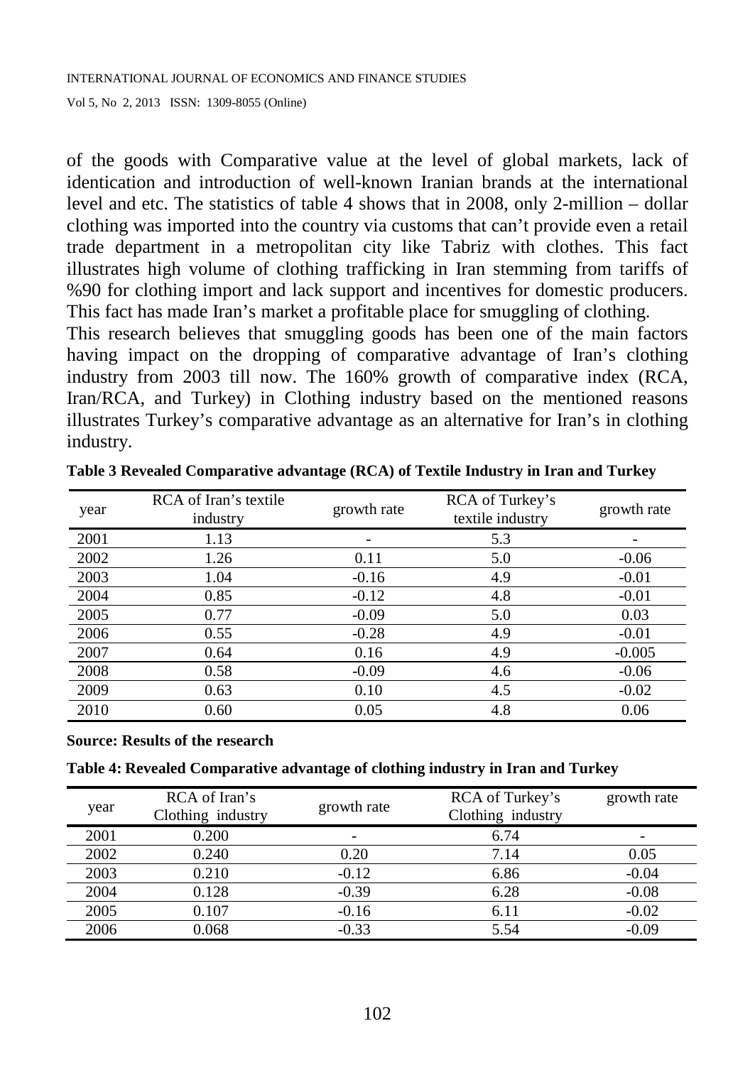of the goods with Comparative value at the level of global markets, lack of identication and introduction of well-known Iranian brands at the international level and etc. The statistics of table 4 shows that in 2008, only 2-million – dollar clothing was imported into the country via customs that can't provide even a retail trade department in a metropolitan city like Tabriz with clothes. This fact illustrates high volume of clothing trafficking in Iran stemming from tariffs of %90 for clothing import and lack support and incentives for domestic producers. This fact has made Iran's market a profitable place for smuggling of clothing.

This research believes that smuggling goods has been one of the main factors having impact on the dropping of comparative advantage of Iran's clothing industry from 2003 till now. The 160% growth of comparative index (RCA, Iran/RCA, and Turkey) in Clothing industry based on the mentioned reasons illustrates Turkey's comparative advantage as an alternative for Iran's in clothing industry.

**Table 3 Revealed Comparative advantage (RCA) of Textile Industry in Iran and Turkey**

| year | RCA of Iran's textile industry | growth rate | RCA of Turkey's textile industry | growth rate |
|---|---|---|---|---|
| 2001 | 1.13 | - | 5.3 | - |
| 2002 | 1.26 | 0.11 | 5.0 | -0.06 |
| 2003 | 1.04 | -0.16 | 4.9 | -0.01 |
| 2004 | 0.85 | -0.12 | 4.8 | -0.01 |
| 2005 | 0.77 | -0.09 | 5.0 | 0.03 |
| 2006 | 0.55 | -0.28 | 4.9 | -0.01 |
| 2007 | 0.64 | 0.16 | 4.9 | -0.005 |
| 2008 | 0.58 | -0.09 | 4.6 | -0.06 |
| 2009 | 0.63 | 0.10 | 4.5 | -0.02 |
| 2010 | 0.60 | 0.05 | 4.8 | 0.06 |

**Source: Results of the research**

**Table 4: Revealed Comparative advantage of clothing industry in Iran and Turkey**

| year | RCA of Iran's Clothing industry | growth rate | RCA of Turkey's Clothing industry | growth rate |
|---|---|---|---|---|
| 2001 | 0.200 | - | 6.74 | - |
| 2002 | 0.240 | 0.20 | 7.14 | 0.05 |
| 2003 | 0.210 | -0.12 | 6.86 | -0.04 |
| 2004 | 0.128 | -0.39 | 6.28 | -0.08 |
| 2005 | 0.107 | -0.16 | 6.11 | -0.02 |
| 2006 | 0.068 | -0.33 | 5.54 | -0.09 |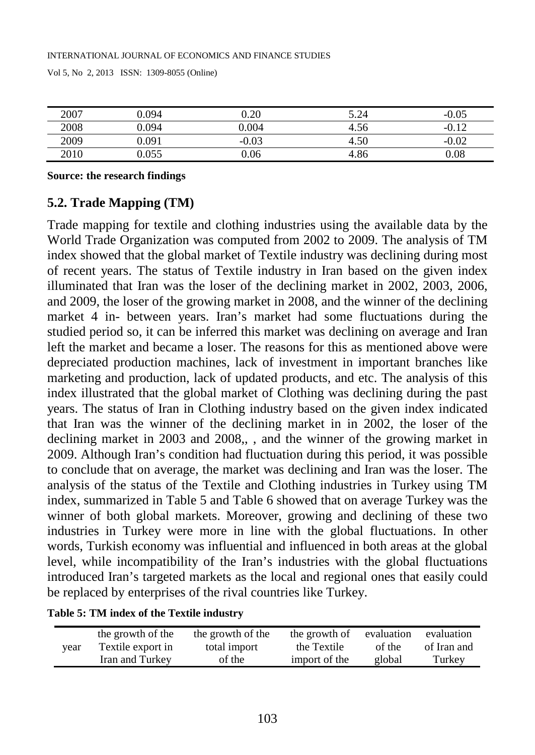| 2007 | 0.094 | 0.20 | 5.24 | -0.05 |
|---|---|---|---|---|
| 2008 | 0.094 | 0.004 | 4.56 | -0.12 |
| 2009 | 0.091 | -0.03 | 4.50 | -0.02 |
| 2010 | 0.055 | 0.06 | 4.86 | 0.08 |

**Source: the research findings**

## 5.2. Trade Mapping (TM)

Trade mapping for textile and clothing industries using the available data by the World Trade Organization was computed from 2002 to 2009. The analysis of TM index showed that the global market of Textile industry was declining during most of recent years. The status of Textile industry in Iran based on the given index illuminated that Iran was the loser of the declining market in 2002, 2003, 2006, and 2009, the loser of the growing market in 2008, and the winner of the declining market 4 in- between years. Iran's market had some fluctuations during the studied period so, it can be inferred this market was declining on average and Iran left the market and became a loser. The reasons for this as mentioned above were depreciated production machines, lack of investment in important branches like marketing and production, lack of updated products, and etc. The analysis of this index illustrated that the global market of Clothing was declining during the past years. The status of Iran in Clothing industry based on the given index indicated that Iran was the winner of the declining market in in 2002, the loser of the declining market in 2003 and 2008,, , and the winner of the growing market in 2009. Although Iran's condition had fluctuation during this period, it was possible to conclude that on average, the market was declining and Iran was the loser. The analysis of the status of the Textile and Clothing industries in Turkey using TM index, summarized in Table 5 and Table 6 showed that on average Turkey was the winner of both global markets. Moreover, growing and declining of these two industries in Turkey were more in line with the global fluctuations. In other words, Turkish economy was influential and influenced in both areas at the global level, while incompatibility of the Iran's industries with the global fluctuations introduced Iran's targeted markets as the local and regional ones that easily could be replaced by enterprises of the rival countries like Turkey.

**Table 5: TM index of the Textile industry**

| year | the growth of the Textile export in Iran and Turkey | the growth of the total import of the | the growth of the Textile import of the | evaluation of the global | evaluation of Iran and Turkey |
|---|---|---|---|---|---|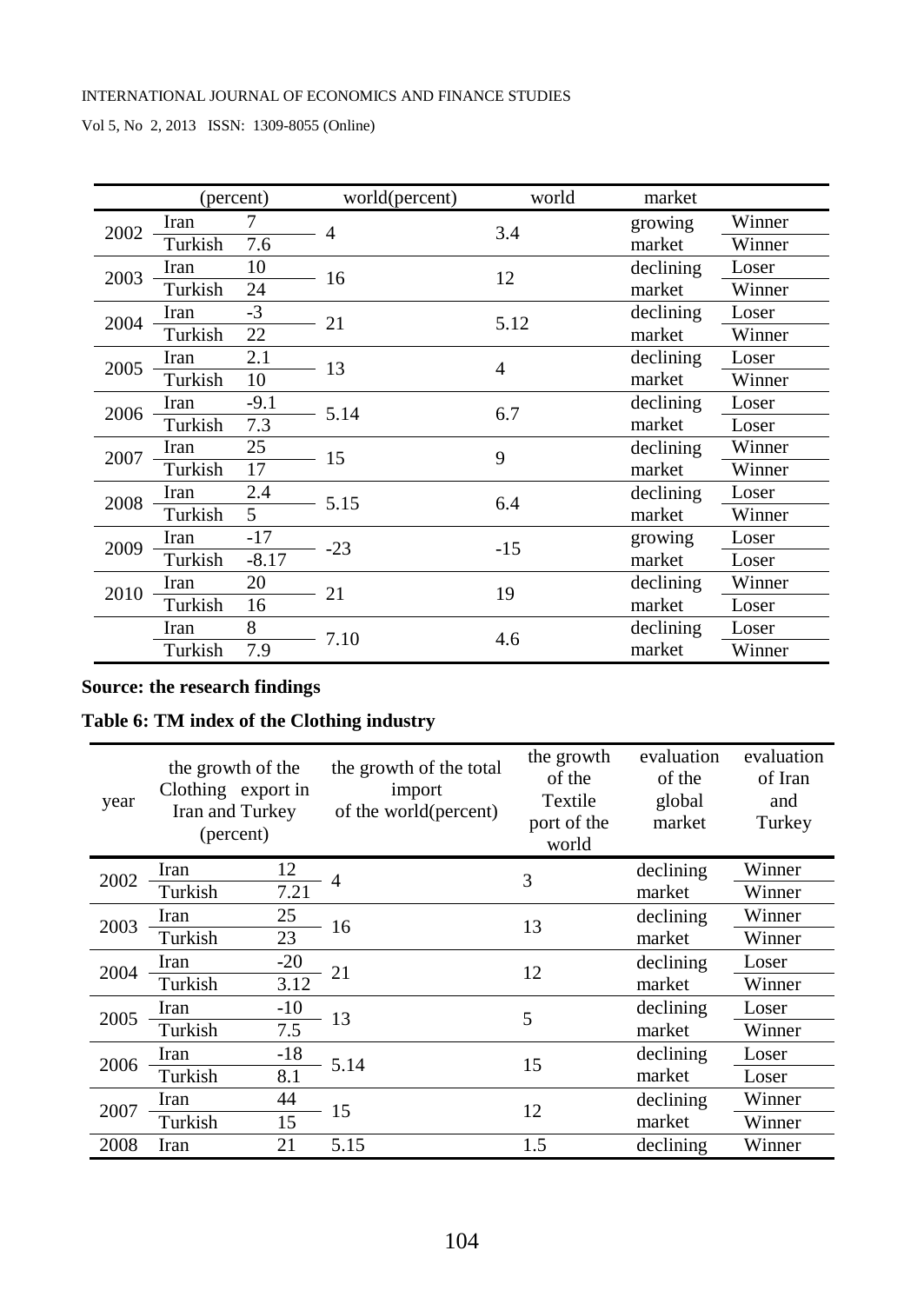| | (percent) | | world(percent) | world | market | |
|---|---|---|---|---|---|---|
| 2002 | Iran | 7 | 4 | 3.4 | growing market | Winner |
| | Turkish | 7.6 | | | | Winner |
| 2003 | Iran | 10 | 16 | 12 | declining market | Loser |
| | Turkish | 24 | | | | Winner |
| 2004 | Iran | -3 | 21 | 5.12 | declining market | Loser |
| | Turkish | 22 | | | | Winner |
| 2005 | Iran | 2.1 | 13 | 4 | declining market | Loser |
| | Turkish | 10 | | | | Winner |
| 2006 | Iran | -9.1 | 5.14 | 6.7 | declining market | Loser |
| | Turkish | 7.3 | | | | Loser |
| 2007 | Iran | 25 | 15 | 9 | declining market | Winner |
| | Turkish | 17 | | | | Winner |
| 2008 | Iran | 2.4 | 5.15 | 6.4 | declining market | Loser |
| | Turkish | 5 | | | | Winner |
| 2009 | Iran | -17 | -23 | -15 | growing market | Loser |
| | Turkish | -8.17 | | | | Loser |
| 2010 | Iran | 20 | 21 | 19 | declining market | Winner |
| | Turkish | 16 | | | | Loser |
| | Iran | 8 | 7.10 | 4.6 | declining market | Loser |
| | Turkish | 7.9 | | | | Winner |

**Source: the research findings**

**Table 6: TM index of the Clothing industry**

| year | the growth of the Clothing export in Iran and Turkey (percent) | | the growth of the total import of the world(percent) | the growth of the Textile port of the world | evaluation of the global market | evaluation of Iran and Turkey |
|---|---|---|---|---|---|---|
| 2002 | Iran | 12 | 4 | 3 | declining market | Winner |
| | Turkish | 7.21 | | | | Winner |
| 2003 | Iran | 25 | 16 | 13 | declining market | Winner |
| | Turkish | 23 | | | | Winner |
| 2004 | Iran | -20 | 21 | 12 | declining market | Loser |
| | Turkish | 3.12 | | | | Winner |
| 2005 | Iran | -10 | 13 | 5 | declining market | Loser |
| | Turkish | 7.5 | | | | Winner |
| 2006 | Iran | -18 | 5.14 | 15 | declining market | Loser |
| | Turkish | 8.1 | | | | Loser |
| 2007 | Iran | 44 | 15 | 12 | declining market | Winner |
| | Turkish | 15 | | | | Winner |
| 2008 | Iran | 21 | 5.15 | 1.5 | declining | Winner |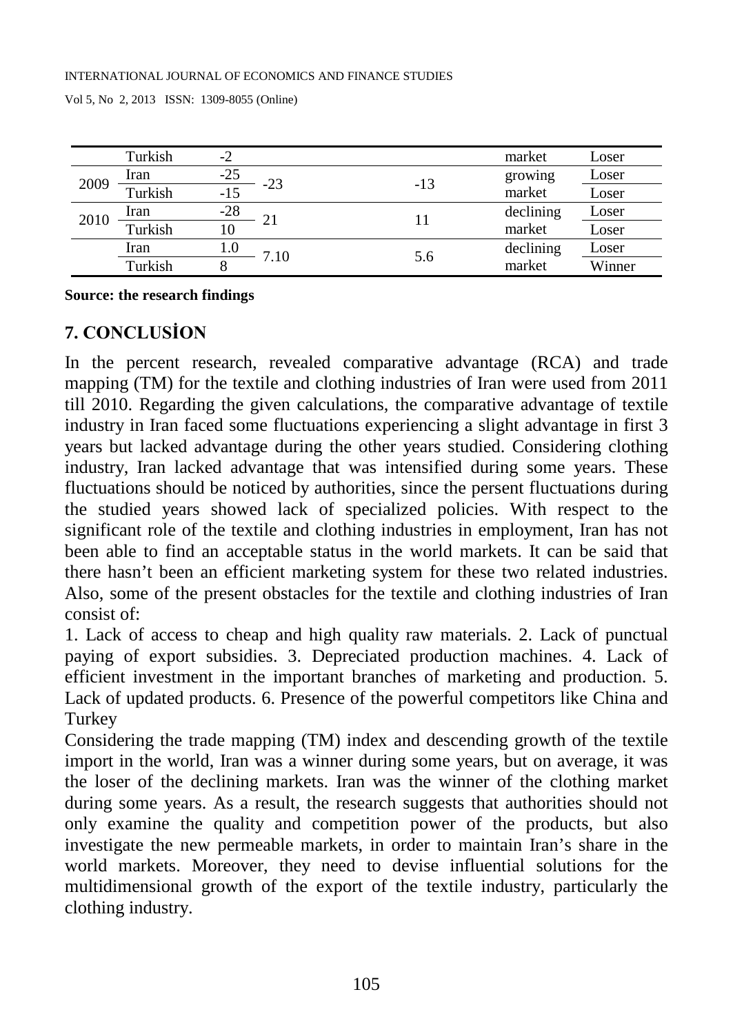| | Turkish | -2 | | | market | Loser |
|---|---|---|---|---|---|---|
| 2009 | Iran | -25 | -23 | -13 | growing market | Loser |
| | Turkish | -15 | | | | Loser |
| 2010 | Iran | -28 | 21 | 11 | declining market | Loser |
| | Turkish | 10 | | | | Loser |
| | Iran | 1.0 | 7.10 | 5.6 | declining market | Loser |
| | Turkish | 8 | | | | Winner |

**Source: the research findings**

## 7. CONCLUSİON

In the percent research, revealed comparative advantage (RCA) and trade mapping (TM) for the textile and clothing industries of Iran were used from 2011 till 2010. Regarding the given calculations, the comparative advantage of textile industry in Iran faced some fluctuations experiencing a slight advantage in first 3 years but lacked advantage during the other years studied. Considering clothing industry, Iran lacked advantage that was intensified during some years. These fluctuations should be noticed by authorities, since the persent fluctuations during the studied years showed lack of specialized policies. With respect to the significant role of the textile and clothing industries in employment, Iran has not been able to find an acceptable status in the world markets. It can be said that there hasn't been an efficient marketing system for these two related industries. Also, some of the present obstacles for the textile and clothing industries of Iran consist of:

1. Lack of access to cheap and high quality raw materials. 2. Lack of punctual paying of export subsidies. 3. Depreciated production machines. 4. Lack of efficient investment in the important branches of marketing and production. 5. Lack of updated products. 6. Presence of the powerful competitors like China and Turkey

Considering the trade mapping (TM) index and descending growth of the textile import in the world, Iran was a winner during some years, but on average, it was the loser of the declining markets. Iran was the winner of the clothing market during some years. As a result, the research suggests that authorities should not only examine the quality and competition power of the products, but also investigate the new permeable markets, in order to maintain Iran's share in the world markets. Moreover, they need to devise influential solutions for the multidimensional growth of the export of the textile industry, particularly the clothing industry.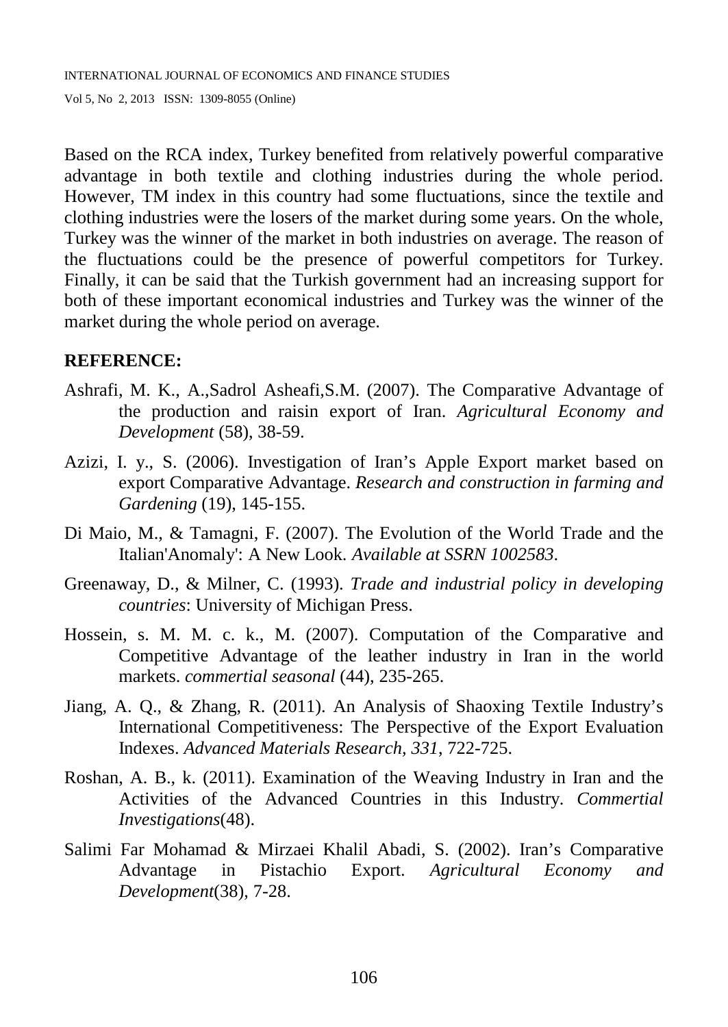Based on the RCA index, Turkey benefited from relatively powerful comparative advantage in both textile and clothing industries during the whole period. However, TM index in this country had some fluctuations, since the textile and clothing industries were the losers of the market during some years. On the whole, Turkey was the winner of the market in both industries on average. The reason of the fluctuations could be the presence of powerful competitors for Turkey. Finally, it can be said that the Turkish government had an increasing support for both of these important economical industries and Turkey was the winner of the market during the whole period on average.

## REFERENCE:

Ashrafi, M. K., A.,Sadrol Asheafi,S.M. (2007). The Comparative Advantage of the production and raisin export of Iran. *Agricultural Economy and Development* (58), 38-59.

Azizi, I. y., S. (2006). Investigation of Iran's Apple Export market based on export Comparative Advantage. *Research and construction in farming and Gardening* (19), 145-155.

Di Maio, M., & Tamagni, F. (2007). The Evolution of the World Trade and the Italian'Anomaly': A New Look. *Available at SSRN 1002583*.

Greenaway, D., & Milner, C. (1993). *Trade and industrial policy in developing countries*: University of Michigan Press.

Hossein, s. M. M. c. k., M. (2007). Computation of the Comparative and Competitive Advantage of the leather industry in Iran in the world markets. *commertial seasonal* (44), 235-265.

Jiang, A. Q., & Zhang, R. (2011). An Analysis of Shaoxing Textile Industry's International Competitiveness: The Perspective of the Export Evaluation Indexes. *Advanced Materials Research, 331*, 722-725.

Roshan, A. B., k. (2011). Examination of the Weaving Industry in Iran and the Activities of the Advanced Countries in this Industry. *Commertial Investigations*(48).

Salimi Far Mohamad & Mirzaei Khalil Abadi, S. (2002). Iran's Comparative Advantage in Pistachio Export. *Agricultural Economy and Development*(38), 7-28.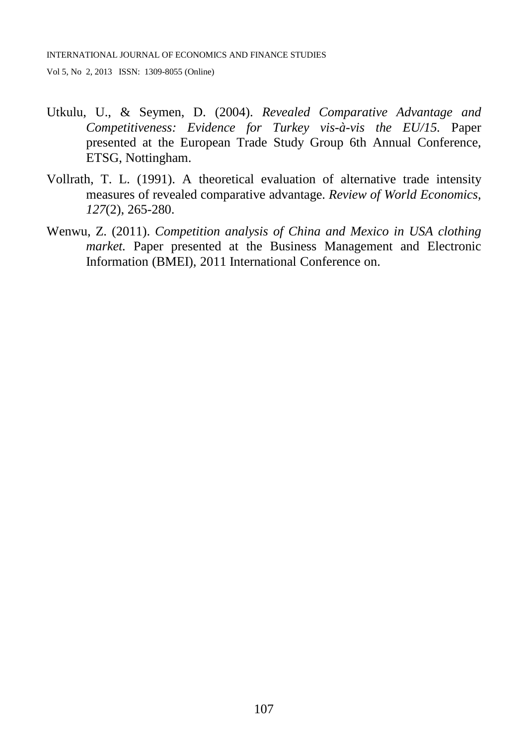Utkulu, U., & Seymen, D. (2004). *Revealed Comparative Advantage and Competitiveness: Evidence for Turkey vis-à-vis the EU/15.* Paper presented at the European Trade Study Group 6th Annual Conference, ETSG, Nottingham.

Vollrath, T. L. (1991). A theoretical evaluation of alternative trade intensity measures of revealed comparative advantage. *Review of World Economics, 127*(2), 265-280.

Wenwu, Z. (2011). *Competition analysis of China and Mexico in USA clothing market.* Paper presented at the Business Management and Electronic Information (BMEI), 2011 International Conference on.